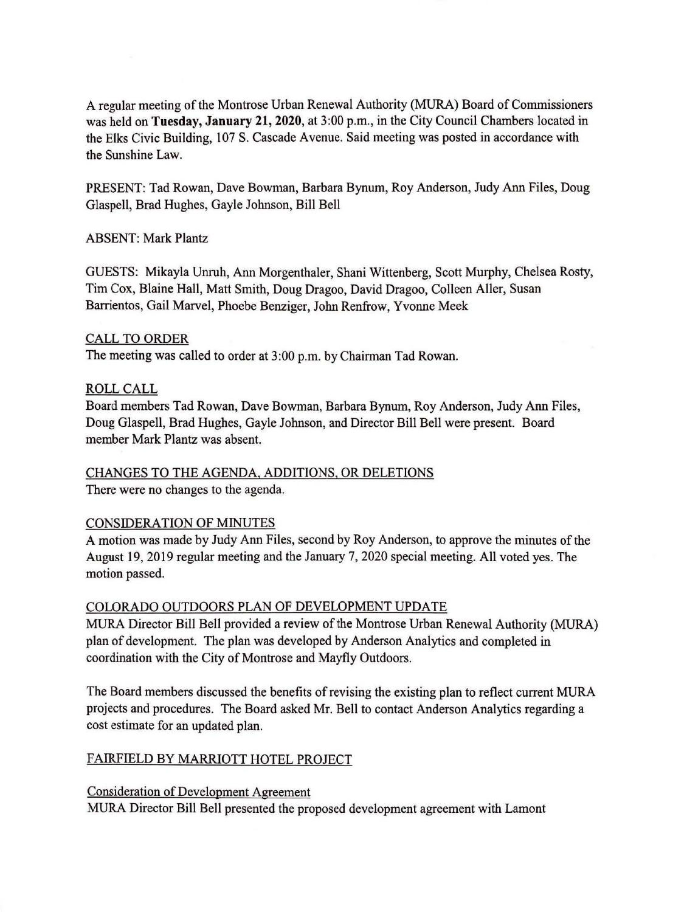A regular meeting of the Montrose Urban Renewal Authority (MURA) Board of Commissioners was held on **Tuesday, January 21, 2020**, at 3:00 p.m., in the City Council Chambers located in the Elks Civic Building, 107 S. Cascade Avenue. Said meeting was posted in accordance with the Sunshine Law.

PRESENT: Tad Rowan, Dave Bowman, Barbara Bynum, Roy Anderson, Judy Ann Files, Doug Glaspell, Brad Hughes, Gayle Johnson, Bill Bell

ABSENT: Mark Plantz

GUESTS: Mikayla Unruh, Ann Morgenthaler, Shani Wittenberg, Scott Murphy, Chelsea Rosty, Tim Cox, Blaine Hall, Matt Smith, Doug Dragoo, David Dragoo, Colleen Aller, Susan Barrientos, Gail Marvel, Phoebe Benziger, John Renfrow, Yvonne Meek

CALL TO ORDER

The meeting was called to order at 3:00 p.m. by Chairman Tad Rowan.

ROLL CALL

Board members Tad Rowan, Dave Bowman, Barbara Bynum, Roy Anderson, Judy Ann Files, Doug Glaspell, Brad Hughes, Gayle Johnson, and Director Bill Bell were present. Board member Mark Plantz was absent.

CHANGES TO THE AGENDA, ADDITIONS, OR DELETIONS

There were no changes to the agenda.

CONSIDERATION OF MINUTES

A motion was made by Judy Ann Files, second by Roy Anderson, to approve the minutes of the August 19, 2019 regular meeting and the January 7, 2020 special meeting. All voted yes. The motion passed.

COLORADO OUTDOORS PLAN OF DEVELOPMENT UPDATE

MURA Director Bill Bell provided a review of the Montrose Urban Renewal Authority (MURA) plan of development. The plan was developed by Anderson Analytics and completed in coordination with the City of Montrose and Mayfly Outdoors.

The Board members discussed the benefits of revising the existing plan to reflect current MURA projects and procedures. The Board asked Mr. Bell to contact Anderson Analytics regarding a cost estimate for an updated plan.

FAIRFIELD BY MARRIOTT HOTEL PROJECT

Consideration of Development Agreement

MURA Director Bill Bell presented the proposed development agreement with Lamont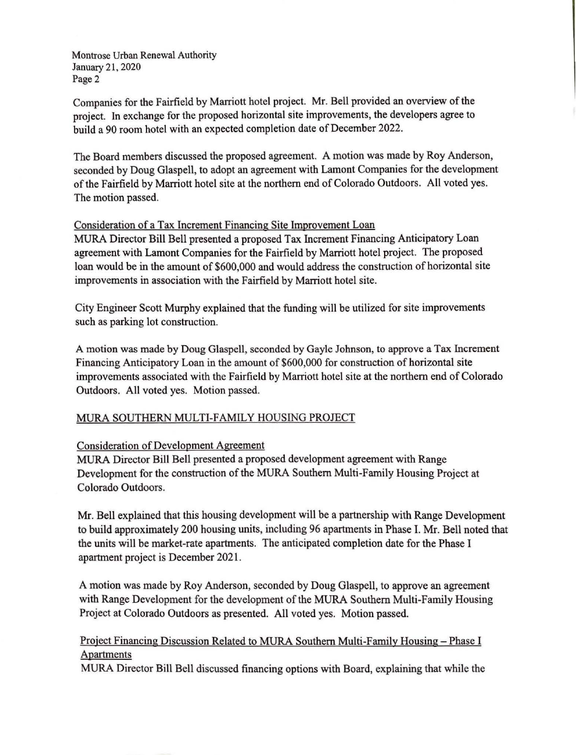Companies for the Fairfield by Marriott hotel project. Mr. Bell provided an overview of the project. In exchange for the proposed horizontal site improvements, the developers agree to build a 90 room hotel with an expected completion date of December 2022.

The Board members discussed the proposed agreement. A motion was made by Roy Anderson, seconded by Doug Glaspell, to adopt an agreement with Lamont Companies for the development of the Fairfield by Marriott hotel site at the northern end of Colorado Outdoors. All voted yes. The motion passed.

Consideration of a Tax Increment Financing Site Improvement Loan

MURA Director Bill Bell presented a proposed Tax Increment Financing Anticipatory Loan agreement with Lamont Companies for the Fairfield by Marriott hotel project. The proposed loan would be in the amount of $600,000 and would address the construction of horizontal site improvements in association with the Fairfield by Marriott hotel site.

City Engineer Scott Murphy explained that the funding will be utilized for site improvements such as parking lot construction.

A motion was made by Doug Glaspell, seconded by Gayle Johnson, to approve a Tax Increment Financing Anticipatory Loan in the amount of $600,000 for construction of horizontal site improvements associated with the Fairfield by Marriott hotel site at the northern end of Colorado Outdoors. All voted yes. Motion passed.

MURA SOUTHERN MULTI-FAMILY HOUSING PROJECT

Consideration of Development Agreement

MURA Director Bill Bell presented a proposed development agreement with Range Development for the construction of the MURA Southern Multi-Family Housing Project at Colorado Outdoors.

Mr. Bell explained that this housing development will be a partnership with Range Development to build approximately 200 housing units, including 96 apartments in Phase I. Mr. Bell noted that the units will be market-rate apartments. The anticipated completion date for the Phase I apartment project is December 2021.

A motion was made by Roy Anderson, seconded by Doug Glaspell, to approve an agreement with Range Development for the development of the MURA Southern Multi-Family Housing Project at Colorado Outdoors as presented. All voted yes. Motion passed.

Project Financing Discussion Related to MURA Southern Multi-Family Housing – Phase I Apartments

MURA Director Bill Bell discussed financing options with Board, explaining that while the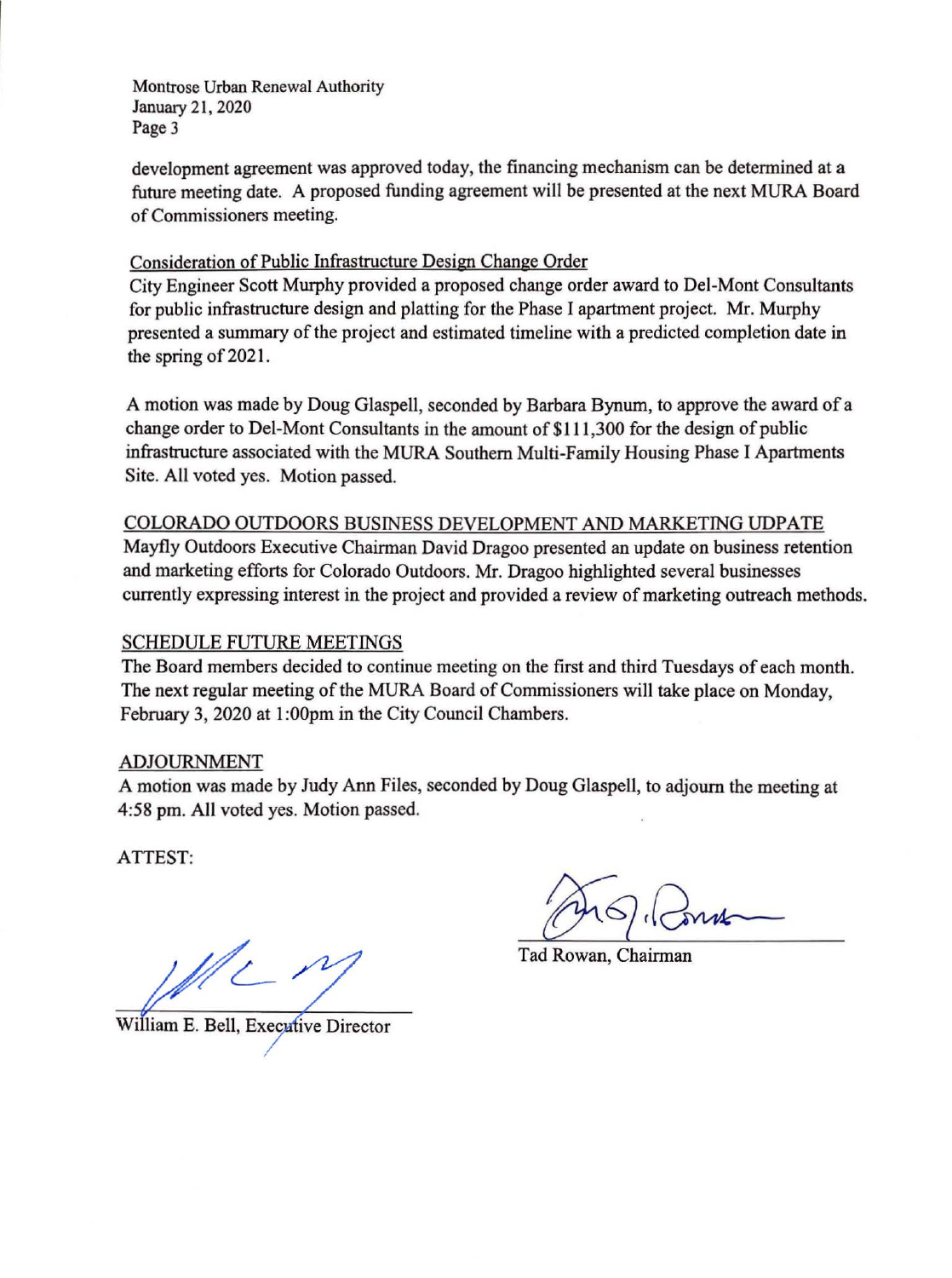development agreement was approved today, the financing mechanism can be determined at a future meeting date. A proposed funding agreement will be presented at the next MURA Board of Commissioners meeting.

Consideration of Public Infrastructure Design Change Order

City Engineer Scott Murphy provided a proposed change order award to Del-Mont Consultants for public infrastructure design and platting for the Phase I apartment project. Mr. Murphy presented a summary of the project and estimated timeline with a predicted completion date in the spring of 2021.

A motion was made by Doug Glaspell, seconded by Barbara Bynum, to approve the award of a change order to Del-Mont Consultants in the amount of $111,300 for the design of public infrastructure associated with the MURA Southern Multi-Family Housing Phase I Apartments Site. All voted yes. Motion passed.

COLORADO OUTDOORS BUSINESS DEVELOPMENT AND MARKETING UDPATE

Mayfly Outdoors Executive Chairman David Dragoo presented an update on business retention and marketing efforts for Colorado Outdoors. Mr. Dragoo highlighted several businesses currently expressing interest in the project and provided a review of marketing outreach methods.

SCHEDULE FUTURE MEETINGS

The Board members decided to continue meeting on the first and third Tuesdays of each month. The next regular meeting of the MURA Board of Commissioners will take place on Monday, February 3, 2020 at 1:00pm in the City Council Chambers.

ADJOURNMENT

A motion was made by Judy Ann Files, seconded by Doug Glaspell, to adjourn the meeting at 4:58 pm. All voted yes. Motion passed.

ATTEST:

William E. Bell, Executive Director

Tad Rowan, Chairman